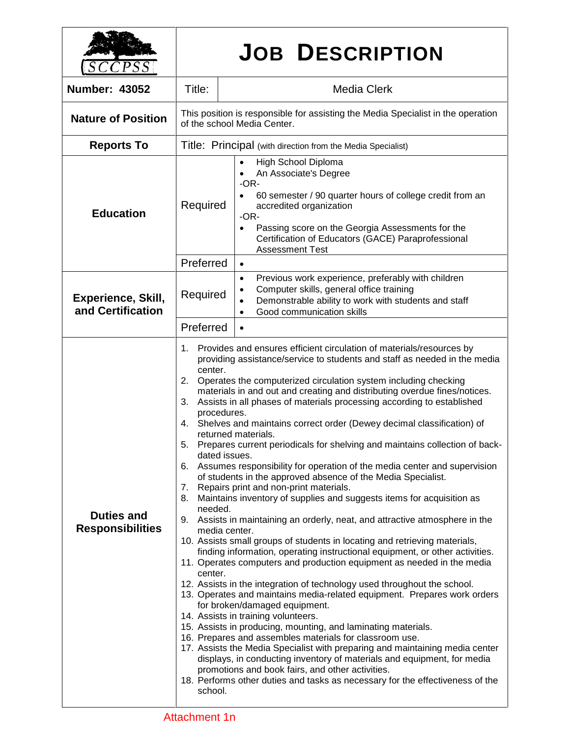# JOB DESCRIPTION

SCCPSS

| **Number: 43052** | Title: | Media Clerk |
|---|---|---|
| **Nature of Position** | This position is responsible for assisting the Media Specialist in the operation of the school Media Center. | |
| **Reports To** | Title: Principal (with direction from the Media Specialist) | |
| **Education** | Required | • High School Diploma<br>• An Associate's Degree<br>-OR-<br>• 60 semester / 90 quarter hours of college credit from an accredited organization<br>-OR-<br>• Passing score on the Georgia Assessments for the Certification of Educators (GACE) Paraprofessional Assessment Test |
| | Preferred | • |
| **Experience, Skill, and Certification** | Required | • Previous work experience, preferably with children<br>• Computer skills, general office training<br>• Demonstrable ability to work with students and staff<br>• Good communication skills |
| | Preferred | • |

**Duties and Responsibilities**

1. Provides and ensures efficient circulation of materials/resources by providing assistance/service to students and staff as needed in the media center.
2. Operates the computerized circulation system including checking materials in and out and creating and distributing overdue fines/notices.
3. Assists in all phases of materials processing according to established procedures.
4. Shelves and maintains correct order (Dewey decimal classification) of returned materials.
5. Prepares current periodicals for shelving and maintains collection of back-dated issues.
6. Assumes responsibility for operation of the media center and supervision of students in the approved absence of the Media Specialist.
7. Repairs print and non-print materials.
8. Maintains inventory of supplies and suggests items for acquisition as needed.
9. Assists in maintaining an orderly, neat, and attractive atmosphere in the media center.
10. Assists small groups of students in locating and retrieving materials, finding information, operating instructional equipment, or other activities.
11. Operates computers and production equipment as needed in the media center.
12. Assists in the integration of technology used throughout the school.
13. Operates and maintains media-related equipment. Prepares work orders for broken/damaged equipment.
14. Assists in training volunteers.
15. Assists in producing, mounting, and laminating materials.
16. Prepares and assembles materials for classroom use.
17. Assists the Media Specialist with preparing and maintaining media center displays, in conducting inventory of materials and equipment, for media promotions and book fairs, and other activities.
18. Performs other duties and tasks as necessary for the effectiveness of the school.

Attachment 1n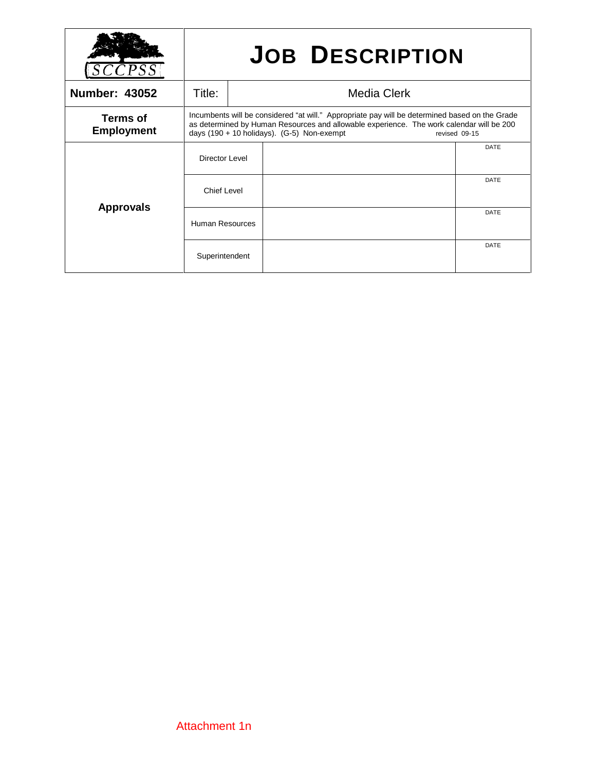| SCCPSS | JOB DESCRIPTION | | |
|---|---|---|---|
| **Number: 43052** | Title: | Media Clerk | |
| **Terms of Employment** | Incumbents will be considered "at will." Appropriate pay will be determined based on the Grade as determined by Human Resources and allowable experience. The work calendar will be 200 days (190 + 10 holidays). (G-5) Non-exempt revised 09-15 | | |
| **Approvals** | Director Level | | DATE |
| | Chief Level | | DATE |
| | Human Resources | | DATE |
| | Superintendent | | DATE |

Attachment 1n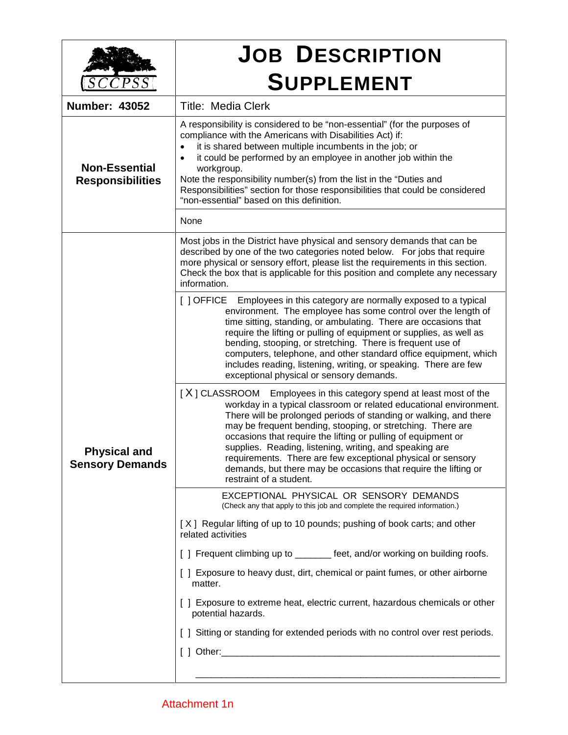# JOB DESCRIPTION SUPPLEMENT

SCCPSS

| | |
|---|---|
| **Number: 43052** | Title: Media Clerk |
| **Non-Essential Responsibilities** | A responsibility is considered to be "non-essential" (for the purposes of compliance with the Americans with Disabilities Act) if:<br>• it is shared between multiple incumbents in the job; or<br>• it could be performed by an employee in another job within the workgroup.<br>Note the responsibility number(s) from the list in the "Duties and Responsibilities" section for those responsibilities that could be considered "non-essential" based on this definition. |
| | None |
| **Physical and Sensory Demands** | Most jobs in the District have physical and sensory demands that can be described by one of the two categories noted below. For jobs that require more physical or sensory effort, please list the requirements in this section. Check the box that is applicable for this position and complete any necessary information. |
| | [ ] OFFICE Employees in this category are normally exposed to a typical environment. The employee has some control over the length of time sitting, standing, or ambulating. There are occasions that require the lifting or pulling of equipment or supplies, as well as bending, stooping, or stretching. There is frequent use of computers, telephone, and other standard office equipment, which includes reading, listening, writing, or speaking. There are few exceptional physical or sensory demands. |
| | [ X ] CLASSROOM Employees in this category spend at least most of the workday in a typical classroom or related educational environment. There will be prolonged periods of standing or walking, and there may be frequent bending, stooping, or stretching. There are occasions that require the lifting or pulling of equipment or supplies. Reading, listening, writing, and speaking are requirements. There are few exceptional physical or sensory demands, but there may be occasions that require the lifting or restraint of a student. |
| | EXCEPTIONAL PHYSICAL OR SENSORY DEMANDS<br>(Check any that apply to this job and complete the required information.)<br><br>[ X ] Regular lifting of up to 10 pounds; pushing of book carts; and other related activities<br><br>[ ] Frequent climbing up to _______ feet, and/or working on building roofs.<br><br>[ ] Exposure to heavy dust, dirt, chemical or paint fumes, or other airborne matter.<br><br>[ ] Exposure to extreme heat, electric current, hazardous chemicals or other potential hazards.<br><br>[ ] Sitting or standing for extended periods with no control over rest periods.<br><br>[ ] Other:_______________________________________________<br><br>_______________________________________________ |

Attachment 1n